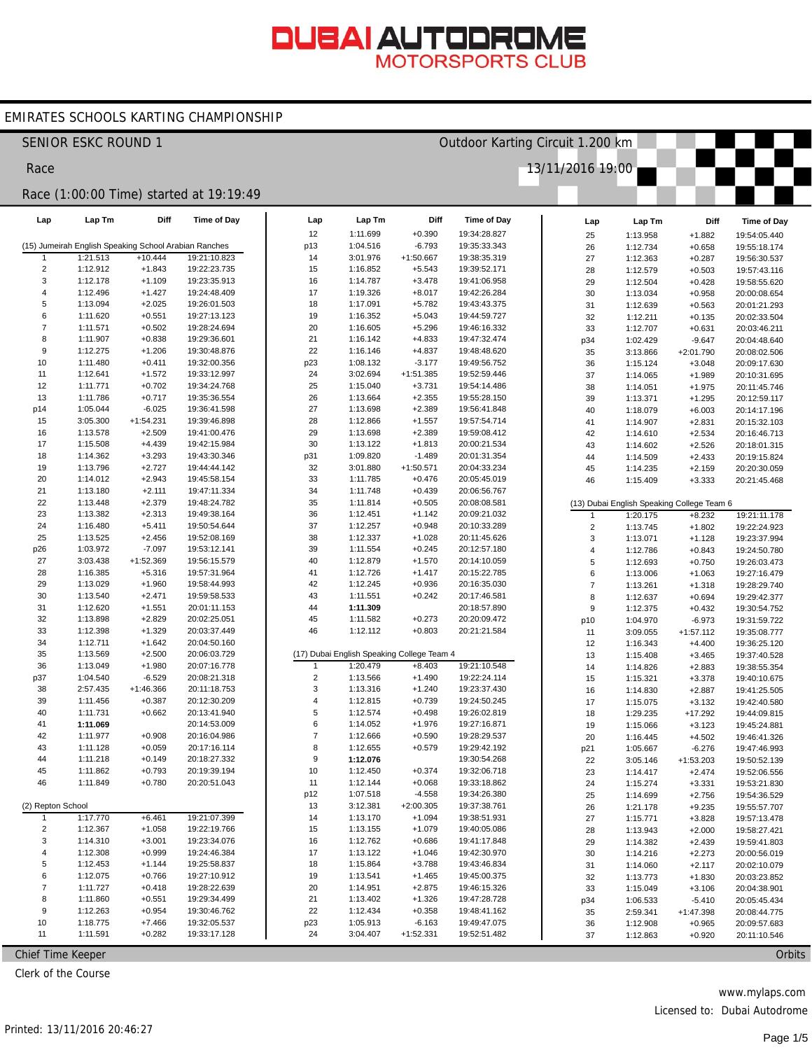# DUBAI AUTODROME MOTORSPORTS CLUB

## EMIRATES SCHOOLS KARTING CHAMPIONSHIP

**SENIOR ESKC ROUND 1** — Outdoor Karting Circuit 1.200 km

**Race** — 13/11/2016 19:00

**Race (1:00:00 Time) started at 19:19:49**

### (15) Jumeirah English Speaking School Arabian Ranches

| Lap | Lap Tm | Diff | Time of Day |
|---|---|---|---|
| 1 | 1:21.513 | +10.444 | 19:21:10.823 |
| 2 | 1:12.912 | +1.843 | 19:22:23.735 |
| 3 | 1:12.178 | +1.109 | 19:23:35.913 |
| 4 | 1:12.496 | +1.427 | 19:24:48.409 |
| 5 | 1:13.094 | +2.025 | 19:26:01.503 |
| 6 | 1:11.620 | +0.551 | 19:27:13.123 |
| 7 | 1:11.571 | +0.502 | 19:28:24.694 |
| 8 | 1:11.907 | +0.838 | 19:29:36.601 |
| 9 | 1:12.275 | +1.206 | 19:30:48.876 |
| 10 | 1:11.480 | +0.411 | 19:32:00.356 |
| 11 | 1:12.641 | +1.572 | 19:33:12.997 |
| 12 | 1:11.771 | +0.702 | 19:34:24.768 |
| 13 | 1:11.786 | +0.717 | 19:35:36.554 |
| p14 | 1:05.044 | -6.025 | 19:36:41.598 |
| 15 | 3:05.300 | +1:54.231 | 19:39:46.898 |
| 16 | 1:13.578 | +2.509 | 19:41:00.476 |
| 17 | 1:15.508 | +4.439 | 19:42:15.984 |
| 18 | 1:14.362 | +3.293 | 19:43:30.346 |
| 19 | 1:13.796 | +2.727 | 19:44:44.142 |
| 20 | 1:14.012 | +2.943 | 19:45:58.154 |
| 21 | 1:13.180 | +2.111 | 19:47:11.334 |
| 22 | 1:13.448 | +2.379 | 19:48:24.782 |
| 23 | 1:13.382 | +2.313 | 19:49:38.164 |
| 24 | 1:16.480 | +5.411 | 19:50:54.644 |
| 25 | 1:13.525 | +2.456 | 19:52:08.169 |
| p26 | 1:03.972 | -7.097 | 19:53:12.141 |
| 27 | 3:03.438 | +1:52.369 | 19:56:15.579 |
| 28 | 1:16.385 | +5.316 | 19:57:31.964 |
| 29 | 1:13.029 | +1.960 | 19:58:44.993 |
| 30 | 1:13.540 | +2.471 | 19:59:58.533 |
| 31 | 1:12.620 | +1.551 | 20:01:11.153 |
| 32 | 1:13.898 | +2.829 | 20:02:25.051 |
| 33 | 1:12.398 | +1.329 | 20:03:37.449 |
| 34 | 1:12.711 | +1.642 | 20:04:50.160 |
| 35 | 1:13.569 | +2.500 | 20:06:03.729 |
| 36 | 1:13.049 | +1.980 | 20:07:16.778 |
| p37 | 1:04.540 | -6.529 | 20:08:21.318 |
| 38 | 2:57.435 | +1:46.366 | 20:11:18.753 |
| 39 | 1:11.456 | +0.387 | 20:12:30.209 |
| 40 | 1:11.731 | +0.662 | 20:13:41.940 |
| 41 | **1:11.069** | | 20:14:53.009 |
| 42 | 1:11.977 | +0.908 | 20:16:04.986 |
| 43 | 1:11.128 | +0.059 | 20:17:16.114 |
| 44 | 1:11.218 | +0.149 | 20:18:27.332 |
| 45 | 1:11.862 | +0.793 | 20:19:39.194 |
| 46 | 1:11.849 | +0.780 | 20:20:51.043 |

### (2) Repton School

| Lap | Lap Tm | Diff | Time of Day |
|---|---|---|---|
| 1 | 1:17.770 | +6.461 | 19:21:07.399 |
| 2 | 1:12.367 | +1.058 | 19:22:19.766 |
| 3 | 1:14.310 | +3.001 | 19:23:34.076 |
| 4 | 1:12.308 | +0.999 | 19:24:46.384 |
| 5 | 1:12.453 | +1.144 | 19:25:58.837 |
| 6 | 1:12.075 | +0.766 | 19:27:10.912 |
| 7 | 1:11.727 | +0.418 | 19:28:22.639 |
| 8 | 1:11.860 | +0.551 | 19:29:34.499 |
| 9 | 1:12.263 | +0.954 | 19:30:46.762 |
| 10 | 1:18.775 | +7.466 | 19:32:05.537 |
| 11 | 1:11.591 | +0.282 | 19:33:17.128 |
| 12 | 1:11.699 | +0.390 | 19:34:28.827 |
| p13 | 1:04.516 | -6.793 | 19:35:33.343 |
| 14 | 3:01.976 | +1:50.667 | 19:38:35.319 |
| 15 | 1:16.852 | +5.543 | 19:39:52.171 |
| 16 | 1:14.787 | +3.478 | 19:41:06.958 |
| 17 | 1:19.326 | +8.017 | 19:42:26.284 |
| 18 | 1:17.091 | +5.782 | 19:43:43.375 |
| 19 | 1:16.352 | +5.043 | 19:44:59.727 |
| 20 | 1:16.605 | +5.296 | 19:46:16.332 |
| 21 | 1:16.142 | +4.833 | 19:47:32.474 |
| 22 | 1:16.146 | +4.837 | 19:48:48.620 |
| p23 | 1:08.132 | -3.177 | 19:49:56.752 |
| 24 | 3:02.694 | +1:51.385 | 19:52:59.446 |
| 25 | 1:15.040 | +3.731 | 19:54:14.486 |
| 26 | 1:13.664 | +2.355 | 19:55:28.150 |
| 27 | 1:13.698 | +2.389 | 19:56:41.848 |
| 28 | 1:12.866 | +1.557 | 19:57:54.714 |
| 29 | 1:13.698 | +2.389 | 19:59:08.412 |
| 30 | 1:13.122 | +1.813 | 20:00:21.534 |
| p31 | 1:09.820 | -1.489 | 20:01:31.354 |
| 32 | 3:01.880 | +1:50.571 | 20:04:33.234 |
| 33 | 1:11.785 | +0.476 | 20:05:45.019 |
| 34 | 1:11.748 | +0.439 | 20:06:56.767 |
| 35 | 1:11.814 | +0.505 | 20:08:08.581 |
| 36 | 1:12.451 | +1.142 | 20:09:21.032 |
| 37 | 1:12.257 | +0.948 | 20:10:33.289 |
| 38 | 1:12.337 | +1.028 | 20:11:45.626 |
| 39 | 1:11.554 | +0.245 | 20:12:57.180 |
| 40 | 1:12.879 | +1.570 | 20:14:10.059 |
| 41 | 1:12.726 | +1.417 | 20:15:22.785 |
| 42 | 1:12.245 | +0.936 | 20:16:35.030 |
| 43 | 1:11.551 | +0.242 | 20:17:46.581 |
| 44 | **1:11.309** | | 20:18:57.890 |
| 45 | 1:11.582 | +0.273 | 20:20:09.472 |
| 46 | 1:12.112 | +0.803 | 20:21:21.584 |

### (17) Dubai English Speaking College Team 4

| Lap | Lap Tm | Diff | Time of Day |
|---|---|---|---|
| 1 | 1:20.479 | +8.403 | 19:21:10.548 |
| 2 | 1:13.566 | +1.490 | 19:22:24.114 |
| 3 | 1:13.316 | +1.240 | 19:23:37.430 |
| 4 | 1:12.815 | +0.739 | 19:24:50.245 |
| 5 | 1:12.574 | +0.498 | 19:26:02.819 |
| 6 | 1:14.052 | +1.976 | 19:27:16.871 |
| 7 | 1:12.666 | +0.590 | 19:28:29.537 |
| 8 | 1:12.655 | +0.579 | 19:29:42.192 |
| 9 | **1:12.076** | | 19:30:54.268 |
| 10 | 1:12.450 | +0.374 | 19:32:06.718 |
| 11 | 1:12.144 | +0.068 | 19:33:18.862 |
| p12 | 1:07.518 | -4.558 | 19:34:26.380 |
| 13 | 3:12.381 | +2:00.305 | 19:37:38.761 |
| 14 | 1:13.170 | +1.094 | 19:38:51.931 |
| 15 | 1:13.155 | +1.079 | 19:40:05.086 |
| 16 | 1:12.762 | +0.686 | 19:41:17.848 |
| 17 | 1:13.122 | +1.046 | 19:42:30.970 |
| 18 | 1:15.864 | +3.788 | 19:43:46.834 |
| 19 | 1:13.541 | +1.465 | 19:45:00.375 |
| 20 | 1:14.951 | +2.875 | 19:46:15.326 |
| 21 | 1:13.402 | +1.326 | 19:47:28.728 |
| 22 | 1:12.434 | +0.358 | 19:48:41.162 |
| p23 | 1:05.913 | -6.163 | 19:49:47.075 |
| 24 | 3:04.407 | +1:52.331 | 19:52:51.482 |
| 25 | 1:13.958 | +1.882 | 19:54:05.440 |
| 26 | 1:12.734 | +0.658 | 19:55:18.174 |
| 27 | 1:12.363 | +0.287 | 19:56:30.537 |
| 28 | 1:12.579 | +0.503 | 19:57:43.116 |
| 29 | 1:12.504 | +0.428 | 19:58:55.620 |
| 30 | 1:13.034 | +0.958 | 20:00:08.654 |
| 31 | 1:12.639 | +0.563 | 20:01:21.293 |
| 32 | 1:12.211 | +0.135 | 20:02:33.504 |
| 33 | 1:12.707 | +0.631 | 20:03:46.211 |
| p34 | 1:02.429 | -9.647 | 20:04:48.640 |
| 35 | 3:13.866 | +2:01.790 | 20:08:02.506 |
| 36 | 1:15.124 | +3.048 | 20:09:17.630 |
| 37 | 1:14.065 | +1.989 | 20:10:31.695 |
| 38 | 1:14.051 | +1.975 | 20:11:45.746 |
| 39 | 1:13.371 | +1.295 | 20:12:59.117 |
| 40 | 1:18.079 | +6.003 | 20:14:17.196 |
| 41 | 1:14.907 | +2.831 | 20:15:32.103 |
| 42 | 1:14.610 | +2.534 | 20:16:46.713 |
| 43 | 1:14.602 | +2.526 | 20:18:01.315 |
| 44 | 1:14.509 | +2.433 | 20:19:15.824 |
| 45 | 1:14.235 | +2.159 | 20:20:30.059 |
| 46 | 1:15.409 | +3.333 | 20:21:45.468 |

### (13) Dubai English Speaking College Team 6

| Lap | Lap Tm | Diff | Time of Day |
|---|---|---|---|
| 1 | 1:20.175 | +8.232 | 19:21:11.178 |
| 2 | 1:13.745 | +1.802 | 19:22:24.923 |
| 3 | 1:13.071 | +1.128 | 19:23:37.994 |
| 4 | 1:12.786 | +0.843 | 19:24:50.780 |
| 5 | 1:12.693 | +0.750 | 19:26:03.473 |
| 6 | 1:13.006 | +1.063 | 19:27:16.479 |
| 7 | 1:13.261 | +1.318 | 19:28:29.740 |
| 8 | 1:12.637 | +0.694 | 19:29:42.377 |
| 9 | 1:12.375 | +0.432 | 19:30:54.752 |
| p10 | 1:04.970 | -6.973 | 19:31:59.722 |
| 11 | 3:09.055 | +1:57.112 | 19:35:08.777 |
| 12 | 1:16.343 | +4.400 | 19:36:25.120 |
| 13 | 1:15.408 | +3.465 | 19:37:40.528 |
| 14 | 1:14.826 | +2.883 | 19:38:55.354 |
| 15 | 1:15.321 | +3.378 | 19:40:10.675 |
| 16 | 1:14.830 | +2.887 | 19:41:25.505 |
| 17 | 1:15.075 | +3.132 | 19:42:40.580 |
| 18 | 1:29.235 | +17.292 | 19:44:09.815 |
| 19 | 1:15.066 | +3.123 | 19:45:24.881 |
| 20 | 1:16.445 | +4.502 | 19:46:41.326 |
| p21 | 1:05.667 | -6.276 | 19:47:46.993 |
| 22 | 3:05.146 | +1:53.203 | 19:50:52.139 |
| 23 | 1:14.417 | +2.474 | 19:52:06.556 |
| 24 | 1:15.274 | +3.331 | 19:53:21.830 |
| 25 | 1:14.699 | +2.756 | 19:54:36.529 |
| 26 | 1:21.178 | +9.235 | 19:55:57.707 |
| 27 | 1:15.771 | +3.828 | 19:57:13.478 |
| 28 | 1:13.943 | +2.000 | 19:58:27.421 |
| 29 | 1:14.382 | +2.439 | 19:59:41.803 |
| 30 | 1:14.216 | +2.273 | 20:00:56.019 |
| 31 | 1:14.060 | +2.117 | 20:02:10.079 |
| 32 | 1:13.773 | +1.830 | 20:03:23.852 |
| 33 | 1:15.049 | +3.106 | 20:04:38.901 |
| p34 | 1:06.533 | -5.410 | 20:05:45.434 |
| 35 | 2:59.341 | +1:47.398 | 20:08:44.775 |
| 36 | 1:12.908 | +0.965 | 20:09:57.683 |
| 37 | 1:12.863 | +0.920 | 20:11:10.546 |

Chief Time Keeper — Orbits

Clerk of the Course

www.mylaps.com

Licensed to: Dubai Autodrome

Printed: 13/11/2016 20:46:27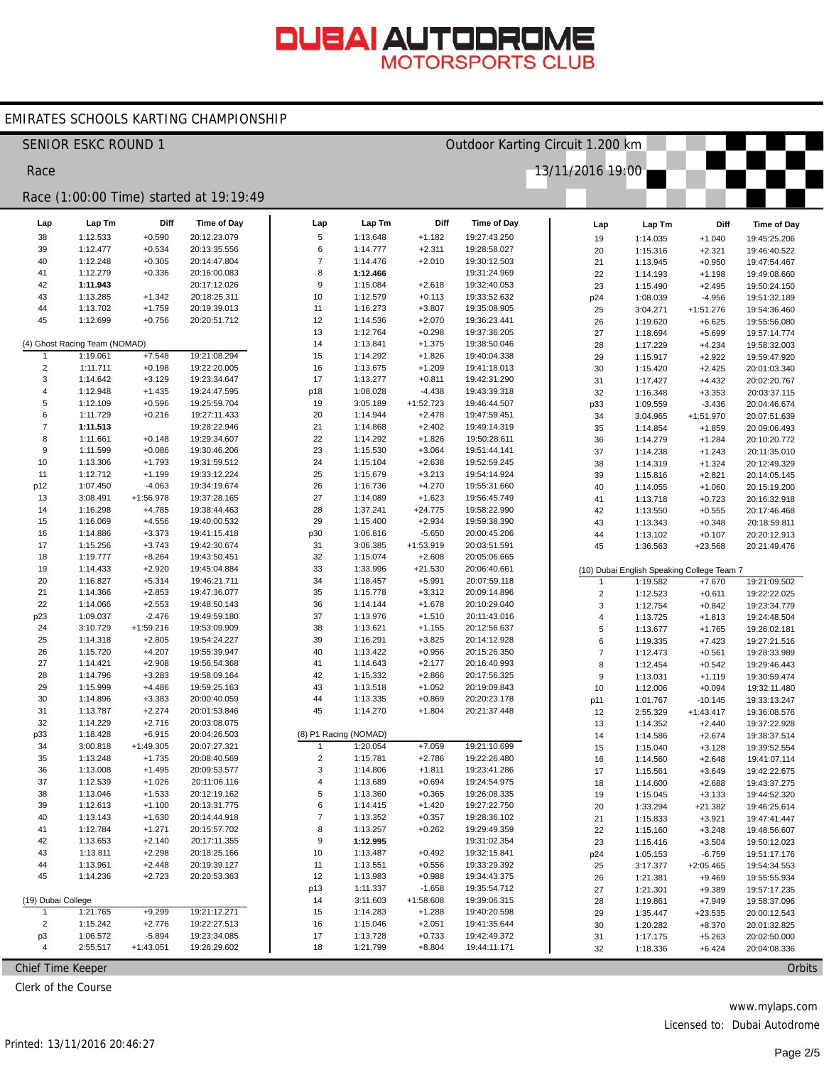# DUBAI AUTODROME MOTORSPORTS CLUB

## EMIRATES SCHOOLS KARTING CHAMPIONSHIP

SENIOR ESKC ROUND 1 — Outdoor Karting Circuit 1.200 km

Race — 13/11/2016 19:00

Race (1:00:00 Time) started at 19:19:49

| Lap | Lap Tm | Diff | Time of Day |
|---|---|---|---|
| 38 | 1:12.533 | +0.590 | 20:12:23.079 |
| 39 | 1:12.477 | +0.534 | 20:13:35.556 |
| 40 | 1:12.248 | +0.305 | 20:14:47.804 |
| 41 | 1:12.279 | +0.336 | 20:16:00.083 |
| 42 | **1:11.943** | | 20:17:12.026 |
| 43 | 1:13.285 | +1.342 | 20:18:25.311 |
| 44 | 1:13.702 | +1.759 | 20:19:39.013 |
| 45 | 1:12.699 | +0.756 | 20:20:51.712 |

(4) Ghost Racing Team (NOMAD)

| Lap | Lap Tm | Diff | Time of Day |
|---|---|---|---|
| 1 | 1:19.061 | +7.548 | 19:21:08.294 |
| 2 | 1:11.711 | +0.198 | 19:22:20.005 |
| 3 | 1:14.642 | +3.129 | 19:23:34.647 |
| 4 | 1:12.948 | +1.435 | 19:24:47.595 |
| 5 | 1:12.109 | +0.596 | 19:25:59.704 |
| 6 | 1:11.729 | +0.216 | 19:27:11.433 |
| 7 | **1:11.513** | | 19:28:22.946 |
| 8 | 1:11.661 | +0.148 | 19:29:34.607 |
| 9 | 1:11.599 | +0.086 | 19:30:46.206 |
| 10 | 1:13.306 | +1.793 | 19:31:59.512 |
| 11 | 1:12.712 | +1.199 | 19:33:12.224 |
| p12 | 1:07.450 | -4.063 | 19:34:19.674 |
| 13 | 3:08.491 | +1:56.978 | 19:37:28.165 |
| 14 | 1:16.298 | +4.785 | 19:38:44.463 |
| 15 | 1:16.069 | +4.556 | 19:40:00.532 |
| 16 | 1:14.886 | +3.373 | 19:41:15.418 |
| 17 | 1:15.256 | +3.743 | 19:42:30.674 |
| 18 | 1:19.777 | +8.264 | 19:43:50.451 |
| 19 | 1:14.433 | +2.920 | 19:45:04.884 |
| 20 | 1:16.827 | +5.314 | 19:46:21.711 |
| 21 | 1:14.366 | +2.853 | 19:47:36.077 |
| 22 | 1:14.066 | +2.553 | 19:48:50.143 |
| p23 | 1:09.037 | -2.476 | 19:49:59.180 |
| 24 | 3:10.729 | +1:59.216 | 19:53:09.909 |
| 25 | 1:14.318 | +2.805 | 19:54:24.227 |
| 26 | 1:15.720 | +4.207 | 19:55:39.947 |
| 27 | 1:14.421 | +2.908 | 19:56:54.368 |
| 28 | 1:14.796 | +3.283 | 19:58:09.164 |
| 29 | 1:15.999 | +4.486 | 19:59:25.163 |
| 30 | 1:14.896 | +3.383 | 20:00:40.059 |
| 31 | 1:13.787 | +2.274 | 20:01:53.846 |
| 32 | 1:14.229 | +2.716 | 20:03:08.075 |
| p33 | 1:18.428 | +6.915 | 20:04:26.503 |
| 34 | 3:00.818 | +1:49.305 | 20:07:27.321 |
| 35 | 1:13.248 | +1.735 | 20:08:40.569 |
| 36 | 1:13.008 | +1.495 | 20:09:53.577 |
| 37 | 1:12.539 | +1.026 | 20:11:06.116 |
| 38 | 1:13.046 | +1.533 | 20:12:19.162 |
| 39 | 1:12.613 | +1.100 | 20:13:31.775 |
| 40 | 1:13.143 | +1.630 | 20:14:44.918 |
| 41 | 1:12.784 | +1.271 | 20:15:57.702 |
| 42 | 1:13.653 | +2.140 | 20:17:11.355 |
| 43 | 1:13.811 | +2.298 | 20:18:25.166 |
| 44 | 1:13.961 | +2.448 | 20:19:39.127 |
| 45 | 1:14.236 | +2.723 | 20:20:53.363 |

(19) Dubai College

| Lap | Lap Tm | Diff | Time of Day |
|---|---|---|---|
| 1 | 1:21.765 | +9.299 | 19:21:12.271 |
| 2 | 1:15.242 | +2.776 | 19:22:27.513 |
| p3 | 1:06.572 | -5.894 | 19:23:34.085 |
| 4 | 2:55.517 | +1:43.051 | 19:26:29.602 |
| 5 | 1:13.648 | +1.182 | 19:27:43.250 |
| 6 | 1:14.777 | +2.311 | 19:28:58.027 |
| 7 | 1:14.476 | +2.010 | 19:30:12.503 |
| 8 | **1:12.466** | | 19:31:24.969 |
| 9 | 1:15.084 | +2.618 | 19:32:40.053 |
| 10 | 1:12.579 | +0.113 | 19:33:52.632 |
| 11 | 1:16.273 | +3.807 | 19:35:08.905 |
| 12 | 1:14.536 | +2.070 | 19:36:23.441 |
| 13 | 1:12.764 | +0.298 | 19:37:36.205 |
| 14 | 1:13.841 | +1.375 | 19:38:50.046 |
| 15 | 1:14.292 | +1.826 | 19:40:04.338 |
| 16 | 1:13.675 | +1.209 | 19:41:18.013 |
| 17 | 1:13.277 | +0.811 | 19:42:31.290 |
| p18 | 1:08.028 | -4.438 | 19:43:39.318 |
| 19 | 3:05.189 | +1:52.723 | 19:46:44.507 |
| 20 | 1:14.944 | +2.478 | 19:47:59.451 |
| 21 | 1:14.868 | +2.402 | 19:49:14.319 |
| 22 | 1:14.292 | +1.826 | 19:50:28.611 |
| 23 | 1:15.530 | +3.064 | 19:51:44.141 |
| 24 | 1:15.104 | +2.638 | 19:52:59.245 |
| 25 | 1:15.679 | +3.213 | 19:54:14.924 |
| 26 | 1:16.736 | +4.270 | 19:55:31.660 |
| 27 | 1:14.089 | +1.623 | 19:56:45.749 |
| 28 | 1:37.241 | +24.775 | 19:58:22.990 |
| 29 | 1:15.400 | +2.934 | 19:59:38.390 |
| p30 | 1:06.816 | -5.650 | 20:00:45.206 |
| 31 | 3:06.385 | +1:53.919 | 20:03:51.591 |
| 32 | 1:15.074 | +2.608 | 20:05:06.665 |
| 33 | 1:33.996 | +21.530 | 20:06:40.661 |
| 34 | 1:18.457 | +5.991 | 20:07:59.118 |
| 35 | 1:15.778 | +3.312 | 20:09:14.896 |
| 36 | 1:14.144 | +1.678 | 20:10:29.040 |
| 37 | 1:13.976 | +1.510 | 20:11:43.016 |
| 38 | 1:13.621 | +1.155 | 20:12:56.637 |
| 39 | 1:16.291 | +3.825 | 20:14:12.928 |
| 40 | 1:13.422 | +0.956 | 20:15:26.350 |
| 41 | 1:14.643 | +2.177 | 20:16:40.993 |
| 42 | 1:15.332 | +2.866 | 20:17:56.325 |
| 43 | 1:13.518 | +1.052 | 20:19:09.843 |
| 44 | 1:13.335 | +0.869 | 20:20:23.178 |
| 45 | 1:14.270 | +1.804 | 20:21:37.448 |

(8) P1 Racing (NOMAD)

| Lap | Lap Tm | Diff | Time of Day |
|---|---|---|---|
| 1 | 1:20.054 | +7.059 | 19:21:10.699 |
| 2 | 1:15.781 | +2.786 | 19:22:26.480 |
| 3 | 1:14.806 | +1.811 | 19:23:41.286 |
| 4 | 1:13.689 | +0.694 | 19:24:54.975 |
| 5 | 1:13.360 | +0.365 | 19:26:08.335 |
| 6 | 1:14.415 | +1.420 | 19:27:22.750 |
| 7 | 1:13.352 | +0.357 | 19:28:36.102 |
| 8 | 1:13.257 | +0.262 | 19:29:49.359 |
| 9 | **1:12.995** | | 19:31:02.354 |
| 10 | 1:13.487 | +0.492 | 19:32:15.841 |
| 11 | 1:13.551 | +0.556 | 19:33:29.392 |
| 12 | 1:13.983 | +0.988 | 19:34:43.375 |
| p13 | 1:11.337 | -1.658 | 19:35:54.712 |
| 14 | 3:11.603 | +1:58.608 | 19:39:06.315 |
| 15 | 1:14.283 | +1.288 | 19:40:20.598 |
| 16 | 1:15.046 | +2.051 | 19:41:35.644 |
| 17 | 1:13.728 | +0.733 | 19:42:49.372 |
| 18 | 1:21.799 | +8.804 | 19:44:11.171 |
| 19 | 1:14.035 | +1.040 | 19:45:25.206 |
| 20 | 1:15.316 | +2.321 | 19:46:40.522 |
| 21 | 1:13.945 | +0.950 | 19:47:54.467 |
| 22 | 1:14.193 | +1.198 | 19:49:08.660 |
| 23 | 1:15.490 | +2.495 | 19:50:24.150 |
| p24 | 1:08.039 | -4.956 | 19:51:32.189 |
| 25 | 3:04.271 | +1:51.276 | 19:54:36.460 |
| 26 | 1:19.620 | +6.625 | 19:55:56.080 |
| 27 | 1:18.694 | +5.699 | 19:57:14.774 |
| 28 | 1:17.229 | +4.234 | 19:58:32.003 |
| 29 | 1:15.917 | +2.922 | 19:59:47.920 |
| 30 | 1:15.420 | +2.425 | 20:01:03.340 |
| 31 | 1:17.427 | +4.432 | 20:02:20.767 |
| 32 | 1:16.348 | +3.353 | 20:03:37.115 |
| p33 | 1:09.559 | -3.436 | 20:04:46.674 |
| 34 | 3:04.965 | +1:51.970 | 20:07:51.639 |
| 35 | 1:14.854 | +1.859 | 20:09:06.493 |
| 36 | 1:14.279 | +1.284 | 20:10:20.772 |
| 37 | 1:14.238 | +1.243 | 20:11:35.010 |
| 38 | 1:14.319 | +1.324 | 20:12:49.329 |
| 39 | 1:15.816 | +2.821 | 20:14:05.145 |
| 40 | 1:14.055 | +1.060 | 20:15:19.200 |
| 41 | 1:13.718 | +0.723 | 20:16:32.918 |
| 42 | 1:13.550 | +0.555 | 20:17:46.468 |
| 43 | 1:13.343 | +0.348 | 20:18:59.811 |
| 44 | 1:13.102 | +0.107 | 20:20:12.913 |
| 45 | 1:36.563 | +23.568 | 20:21:49.476 |

(10) Dubai English Speaking College Team 7

| Lap | Lap Tm | Diff | Time of Day |
|---|---|---|---|
| 1 | 1:19.582 | +7.670 | 19:21:09.502 |
| 2 | 1:12.523 | +0.611 | 19:22:22.025 |
| 3 | 1:12.754 | +0.842 | 19:23:34.779 |
| 4 | 1:13.725 | +1.813 | 19:24:48.504 |
| 5 | 1:13.677 | +1.765 | 19:26:02.181 |
| 6 | 1:19.335 | +7.423 | 19:27:21.516 |
| 7 | 1:12.473 | +0.561 | 19:28:33.989 |
| 8 | 1:12.454 | +0.542 | 19:29:46.443 |
| 9 | 1:13.031 | +1.119 | 19:30:59.474 |
| 10 | 1:12.006 | +0.094 | 19:32:11.480 |
| p11 | 1:01.767 | -10.145 | 19:33:13.247 |
| 12 | 2:55.329 | +1:43.417 | 19:36:08.576 |
| 13 | 1:14.352 | +2.440 | 19:37:22.928 |
| 14 | 1:14.586 | +2.674 | 19:38:37.514 |
| 15 | 1:15.040 | +3.128 | 19:39:52.554 |
| 16 | 1:14.560 | +2.648 | 19:41:07.114 |
| 17 | 1:15.561 | +3.649 | 19:42:22.675 |
| 18 | 1:14.600 | +2.688 | 19:43:37.275 |
| 19 | 1:15.045 | +3.133 | 19:44:52.320 |
| 20 | 1:33.294 | +21.382 | 19:46:25.614 |
| 21 | 1:15.833 | +3.921 | 19:47:41.447 |
| 22 | 1:15.160 | +3.248 | 19:48:56.607 |
| 23 | 1:15.416 | +3.504 | 19:50:12.023 |
| p24 | 1:05.153 | -6.759 | 19:51:17.176 |
| 25 | 3:17.377 | +2:05.465 | 19:54:34.553 |
| 26 | 1:21.381 | +9.469 | 19:55:55.934 |
| 27 | 1:21.301 | +9.389 | 19:57:17.235 |
| 28 | 1:19.861 | +7.949 | 19:58:37.096 |
| 29 | 1:35.447 | +23.535 | 20:00:12.543 |
| 30 | 1:20.282 | +8.370 | 20:01:32.825 |
| 31 | 1:17.175 | +5.263 | 20:02:50.000 |
| 32 | 1:18.336 | +6.424 | 20:04:08.336 |

Chief Time Keeper — Orbits

Clerk of the Course

www.mylaps.com

Licensed to: Dubai Autodrome

Printed: 13/11/2016 20:46:27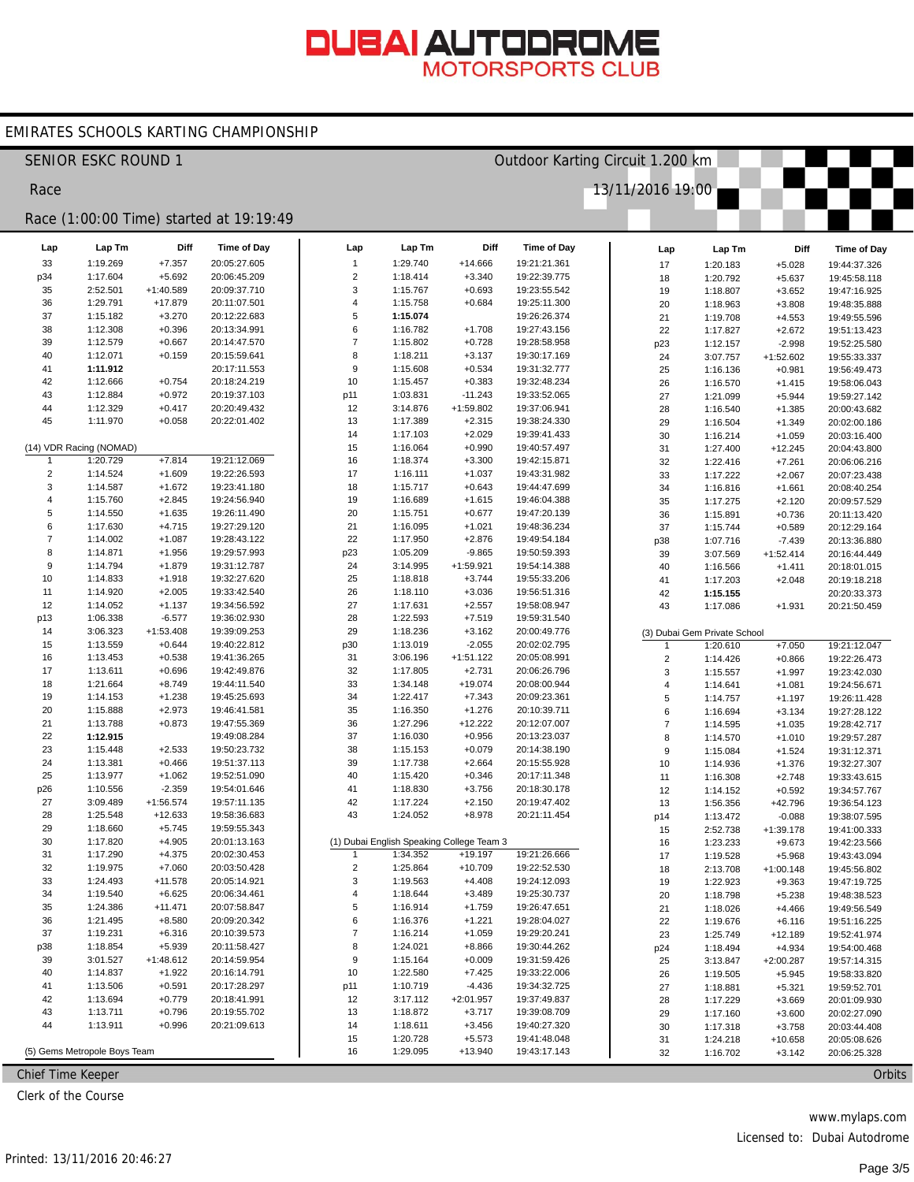# DUBAI AUTODROME MOTORSPORTS CLUB

## EMIRATES SCHOOLS KARTING CHAMPIONSHIP

SENIOR ESKC ROUND 1 — Outdoor Karting Circuit 1.200 km

Race — 13/11/2016 19:00

Race (1:00:00 Time) started at 19:19:49

| Lap | Lap Tm | Diff | Time of Day |
|---|---|---|---|
| 33 | 1:19.269 | +7.357 | 20:05:27.605 |
| p34 | 1:17.604 | +5.692 | 20:06:45.209 |
| 35 | 2:52.501 | +1:40.589 | 20:09:37.710 |
| 36 | 1:29.791 | +17.879 | 20:11:07.501 |
| 37 | 1:15.182 | +3.270 | 20:12:22.683 |
| 38 | 1:12.308 | +0.396 | 20:13:34.991 |
| 39 | 1:12.579 | +0.667 | 20:14:47.570 |
| 40 | 1:12.071 | +0.159 | 20:15:59.641 |
| 41 | **1:11.912** | | 20:17:11.553 |
| 42 | 1:12.666 | +0.754 | 20:18:24.219 |
| 43 | 1:12.884 | +0.972 | 20:19:37.103 |
| 44 | 1:12.329 | +0.417 | 20:20:49.432 |
| 45 | 1:11.970 | +0.058 | 20:22:01.402 |

**(14) VDR Racing (NOMAD)**

| Lap | Lap Tm | Diff | Time of Day |
|---|---|---|---|
| 1 | 1:20.729 | +7.814 | 19:21:12.069 |
| 2 | 1:14.524 | +1.609 | 19:22:26.593 |
| 3 | 1:14.587 | +1.672 | 19:23:41.180 |
| 4 | 1:15.760 | +2.845 | 19:24:56.940 |
| 5 | 1:14.550 | +1.635 | 19:26:11.490 |
| 6 | 1:17.630 | +4.715 | 19:27:29.120 |
| 7 | 1:14.002 | +1.087 | 19:28:43.122 |
| 8 | 1:14.871 | +1.956 | 19:29:57.993 |
| 9 | 1:14.794 | +1.879 | 19:31:12.787 |
| 10 | 1:14.833 | +1.918 | 19:32:27.620 |
| 11 | 1:14.920 | +2.005 | 19:33:42.540 |
| 12 | 1:14.052 | +1.137 | 19:34:56.592 |
| p13 | 1:06.338 | -6.577 | 19:36:02.930 |
| 14 | 3:06.323 | +1:53.408 | 19:39:09.253 |
| 15 | 1:13.559 | +0.644 | 19:40:22.812 |
| 16 | 1:13.453 | +0.538 | 19:41:36.265 |
| 17 | 1:13.611 | +0.696 | 19:42:49.876 |
| 18 | 1:21.664 | +8.749 | 19:44:11.540 |
| 19 | 1:14.153 | +1.238 | 19:45:25.693 |
| 20 | 1:15.888 | +2.973 | 19:46:41.581 |
| 21 | 1:13.788 | +0.873 | 19:47:55.369 |
| 22 | **1:12.915** | | 19:49:08.284 |
| 23 | 1:15.448 | +2.533 | 19:50:23.732 |
| 24 | 1:13.381 | +0.466 | 19:51:37.113 |
| 25 | 1:13.977 | +1.062 | 19:52:51.090 |
| p26 | 1:10.556 | -2.359 | 19:54:01.646 |
| 27 | 3:09.489 | +1:56.574 | 19:57:11.135 |
| 28 | 1:25.548 | +12.633 | 19:58:36.683 |
| 29 | 1:18.660 | +5.745 | 19:59:55.343 |
| 30 | 1:17.820 | +4.905 | 20:01:13.163 |
| 31 | 1:17.290 | +4.375 | 20:02:30.453 |
| 32 | 1:19.975 | +7.060 | 20:03:50.428 |
| 33 | 1:24.493 | +11.578 | 20:05:14.921 |
| 34 | 1:19.540 | +6.625 | 20:06:34.461 |
| 35 | 1:24.386 | +11.471 | 20:07:58.847 |
| 36 | 1:21.495 | +8.580 | 20:09:20.342 |
| 37 | 1:19.231 | +6.316 | 20:10:39.573 |
| p38 | 1:18.854 | +5.939 | 20:11:58.427 |
| 39 | 3:01.527 | +1:48.612 | 20:14:59.954 |
| 40 | 1:14.837 | +1.922 | 20:16:14.791 |
| 41 | 1:13.506 | +0.591 | 20:17:28.297 |
| 42 | 1:13.694 | +0.779 | 20:18:41.991 |
| 43 | 1:13.711 | +0.796 | 20:19:55.702 |
| 44 | 1:13.911 | +0.996 | 20:21:09.613 |

**(5) Gems Metropole Boys Team**

| Lap | Lap Tm | Diff | Time of Day |
|---|---|---|---|
| 1 | 1:29.740 | +14.666 | 19:21:21.361 |
| 2 | 1:18.414 | +3.340 | 19:22:39.775 |
| 3 | 1:15.767 | +0.693 | 19:23:55.542 |
| 4 | 1:15.758 | +0.684 | 19:25:11.300 |
| 5 | **1:15.074** | | 19:26:26.374 |
| 6 | 1:16.782 | +1.708 | 19:27:43.156 |
| 7 | 1:15.802 | +0.728 | 19:28:58.958 |
| 8 | 1:18.211 | +3.137 | 19:30:17.169 |
| 9 | 1:15.608 | +0.534 | 19:31:32.777 |
| 10 | 1:15.457 | +0.383 | 19:32:48.234 |
| p11 | 1:03.831 | -11.243 | 19:33:52.065 |
| 12 | 3:14.876 | +1:59.802 | 19:37:06.941 |
| 13 | 1:17.389 | +2.315 | 19:38:24.330 |
| 14 | 1:17.103 | +2.029 | 19:39:41.433 |
| 15 | 1:16.064 | +0.990 | 19:40:57.497 |
| 16 | 1:18.374 | +3.300 | 19:42:15.871 |
| 17 | 1:16.111 | +1.037 | 19:43:31.982 |
| 18 | 1:15.717 | +0.643 | 19:44:47.699 |
| 19 | 1:16.689 | +1.615 | 19:46:04.388 |
| 20 | 1:15.751 | +0.677 | 19:47:20.139 |
| 21 | 1:16.095 | +1.021 | 19:48:36.234 |
| 22 | 1:17.950 | +2.876 | 19:49:54.184 |
| p23 | 1:05.209 | -9.865 | 19:50:59.393 |
| 24 | 3:14.995 | +1:59.921 | 19:54:14.388 |
| 25 | 1:18.818 | +3.744 | 19:55:33.206 |
| 26 | 1:18.110 | +3.036 | 19:56:51.316 |
| 27 | 1:17.631 | +2.557 | 19:58:08.947 |
| 28 | 1:22.593 | +7.519 | 19:59:31.540 |
| 29 | 1:18.236 | +3.162 | 20:00:49.776 |
| p30 | 1:13.019 | -2.055 | 20:02:02.795 |
| 31 | 3:06.196 | +1:51.122 | 20:05:08.991 |
| 32 | 1:17.805 | +2.731 | 20:06:26.796 |
| 33 | 1:34.148 | +19.074 | 20:08:00.944 |
| 34 | 1:22.417 | +7.343 | 20:09:23.361 |
| 35 | 1:16.350 | +1.276 | 20:10:39.711 |
| 36 | 1:27.296 | +12.222 | 20:12:07.007 |
| 37 | 1:16.030 | +0.956 | 20:13:23.037 |
| 38 | 1:15.153 | +0.079 | 20:14:38.190 |
| 39 | 1:17.738 | +2.664 | 20:15:55.928 |
| 40 | 1:15.420 | +0.346 | 20:17:11.348 |
| 41 | 1:18.830 | +3.756 | 20:18:30.178 |
| 42 | 1:17.224 | +2.150 | 20:19:47.402 |
| 43 | 1:24.052 | +8.978 | 20:21:11.454 |

**(1) Dubai English Speaking College Team 3**

| Lap | Lap Tm | Diff | Time of Day |
|---|---|---|---|
| 1 | 1:34.352 | +19.197 | 19:21:26.666 |
| 2 | 1:25.864 | +10.709 | 19:22:52.530 |
| 3 | 1:19.563 | +4.408 | 19:24:12.093 |
| 4 | 1:18.644 | +3.489 | 19:25:30.737 |
| 5 | 1:16.914 | +1.759 | 19:26:47.651 |
| 6 | 1:16.376 | +1.221 | 19:28:04.027 |
| 7 | 1:16.214 | +1.059 | 19:29:20.241 |
| 8 | 1:24.021 | +8.866 | 19:30:44.262 |
| 9 | 1:15.164 | +0.009 | 19:31:59.426 |
| 10 | 1:22.580 | +7.425 | 19:33:22.006 |
| p11 | 1:10.719 | -4.436 | 19:34:32.725 |
| 12 | 3:17.112 | +2:01.957 | 19:37:49.837 |
| 13 | 1:18.872 | +3.717 | 19:39:08.709 |
| 14 | 1:18.611 | +3.456 | 19:40:27.320 |
| 15 | 1:20.728 | +5.573 | 19:41:48.048 |
| 16 | 1:29.095 | +13.940 | 19:43:17.143 |
| 17 | 1:20.183 | +5.028 | 19:44:37.326 |
| 18 | 1:20.792 | +5.637 | 19:45:58.118 |
| 19 | 1:18.807 | +3.652 | 19:47:16.925 |
| 20 | 1:18.963 | +3.808 | 19:48:35.888 |
| 21 | 1:19.708 | +4.553 | 19:49:55.596 |
| 22 | 1:17.827 | +2.672 | 19:51:13.423 |
| p23 | 1:12.157 | -2.998 | 19:52:25.580 |
| 24 | 3:07.757 | +1:52.602 | 19:55:33.337 |
| 25 | 1:16.136 | +0.981 | 19:56:49.473 |
| 26 | 1:16.570 | +1.415 | 19:58:06.043 |
| 27 | 1:21.099 | +5.944 | 19:59:27.142 |
| 28 | 1:16.540 | +1.385 | 20:00:43.682 |
| 29 | 1:16.504 | +1.349 | 20:02:00.186 |
| 30 | 1:16.214 | +1.059 | 20:03:16.400 |
| 31 | 1:27.400 | +12.245 | 20:04:43.800 |
| 32 | 1:22.416 | +7.261 | 20:06:06.216 |
| 33 | 1:17.222 | +2.067 | 20:07:23.438 |
| 34 | 1:16.816 | +1.661 | 20:08:40.254 |
| 35 | 1:17.275 | +2.120 | 20:09:57.529 |
| 36 | 1:15.891 | +0.736 | 20:11:13.420 |
| 37 | 1:15.744 | +0.589 | 20:12:29.164 |
| p38 | 1:07.716 | -7.439 | 20:13:36.880 |
| 39 | 3:07.569 | +1:52.414 | 20:16:44.449 |
| 40 | 1:16.566 | +1.411 | 20:18:01.015 |
| 41 | 1:17.203 | +2.048 | 20:19:18.218 |
| 42 | **1:15.155** | | 20:20:33.373 |
| 43 | 1:17.086 | +1.931 | 20:21:50.459 |

**(3) Dubai Gem Private School**

| Lap | Lap Tm | Diff | Time of Day |
|---|---|---|---|
| 1 | 1:20.610 | +7.050 | 19:21:12.047 |
| 2 | 1:14.426 | +0.866 | 19:22:26.473 |
| 3 | 1:15.557 | +1.997 | 19:23:42.030 |
| 4 | 1:14.641 | +1.081 | 19:24:56.671 |
| 5 | 1:14.757 | +1.197 | 19:26:11.428 |
| 6 | 1:16.694 | +3.134 | 19:27:28.122 |
| 7 | 1:14.595 | +1.035 | 19:28:42.717 |
| 8 | 1:14.570 | +1.010 | 19:29:57.287 |
| 9 | 1:15.084 | +1.524 | 19:31:12.371 |
| 10 | 1:14.936 | +1.376 | 19:32:27.307 |
| 11 | 1:16.308 | +2.748 | 19:33:43.615 |
| 12 | 1:14.152 | +0.592 | 19:34:57.767 |
| 13 | 1:56.356 | +42.796 | 19:36:54.123 |
| p14 | 1:13.472 | -0.088 | 19:38:07.595 |
| 15 | 2:52.738 | +1:39.178 | 19:41:00.333 |
| 16 | 1:23.233 | +9.673 | 19:42:23.566 |
| 17 | 1:19.528 | +5.968 | 19:43:43.094 |
| 18 | 2:13.708 | +1:00.148 | 19:45:56.802 |
| 19 | 1:22.923 | +9.363 | 19:47:19.725 |
| 20 | 1:18.798 | +5.238 | 19:48:38.523 |
| 21 | 1:18.026 | +4.466 | 19:49:56.549 |
| 22 | 1:19.676 | +6.116 | 19:51:16.225 |
| 23 | 1:25.749 | +12.189 | 19:52:41.974 |
| p24 | 1:18.494 | +4.934 | 19:54:00.468 |
| 25 | 3:13.847 | +2:00.287 | 19:57:14.315 |
| 26 | 1:19.505 | +5.945 | 19:58:33.820 |
| 27 | 1:18.881 | +5.321 | 19:59:52.701 |
| 28 | 1:17.229 | +3.669 | 20:01:09.930 |
| 29 | 1:17.160 | +3.600 | 20:02:27.090 |
| 30 | 1:17.318 | +3.758 | 20:03:44.408 |
| 31 | 1:24.218 | +10.658 | 20:05:08.626 |
| 32 | 1:16.702 | +3.142 | 20:06:25.328 |

Chief Time Keeper — Orbits

Clerk of the Course

www.mylaps.com

Licensed to: Dubai Autodrome

Printed: 13/11/2016 20:46:27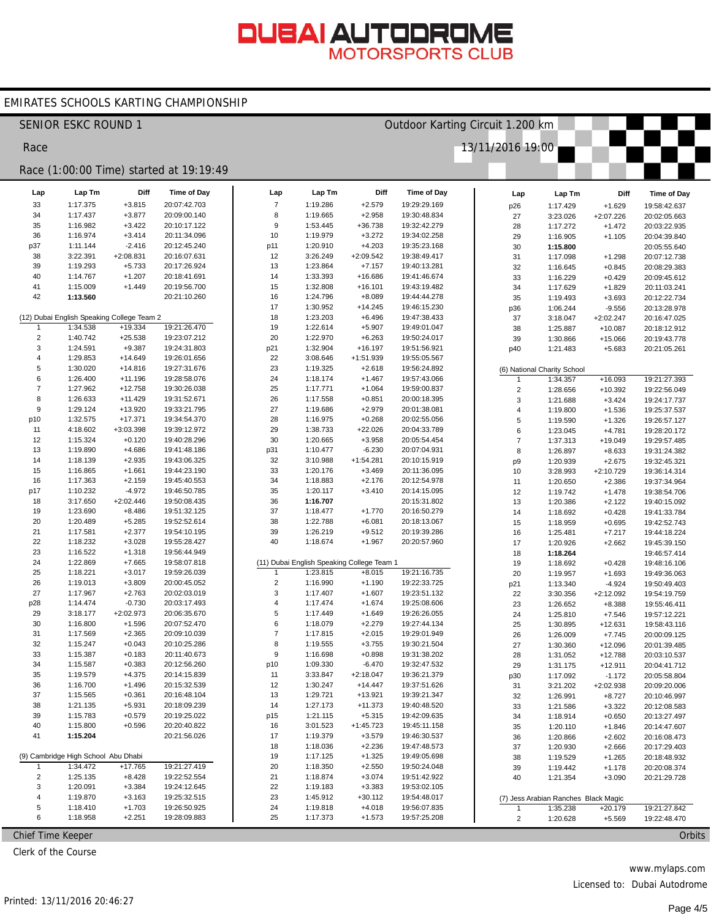# DUBAI AUTODROME MOTORSPORTS CLUB

## EMIRATES SCHOOLS KARTING CHAMPIONSHIP

### SENIOR ESKC ROUND 1

Outdoor Karting Circuit 1.200 km

Race

13/11/2016 19:00

Race (1:00:00 Time) started at 19:19:49

| Lap | Lap Tm | Diff | Time of Day |
|---|---|---|---|
| 33 | 1:17.375 | +3.815 | 20:07:42.703 |
| 34 | 1:17.437 | +3.877 | 20:09:00.140 |
| 35 | 1:16.982 | +3.422 | 20:10:17.122 |
| 36 | 1:16.974 | +3.414 | 20:11:34.096 |
| p37 | 1:11.144 | -2.416 | 20:12:45.240 |
| 38 | 3:22.391 | +2:08.831 | 20:16:07.631 |
| 39 | 1:19.293 | +5.733 | 20:17:26.924 |
| 40 | 1:14.767 | +1.207 | 20:18:41.691 |
| 41 | 1:15.009 | +1.449 | 20:19:56.700 |
| 42 | **1:13.560** | | 20:21:10.260 |

(12) Dubai English Speaking College Team 2

| Lap | Lap Tm | Diff | Time of Day |
|---|---|---|---|
| 1 | 1:34.538 | +19.334 | 19:21:26.470 |
| 2 | 1:40.742 | +25.538 | 19:23:07.212 |
| 3 | 1:24.591 | +9.387 | 19:24:31.803 |
| 4 | 1:29.853 | +14.649 | 19:26:01.656 |
| 5 | 1:30.020 | +14.816 | 19:27:31.676 |
| 6 | 1:26.400 | +11.196 | 19:28:58.076 |
| 7 | 1:27.962 | +12.758 | 19:30:26.038 |
| 8 | 1:26.633 | +11.429 | 19:31:52.671 |
| 9 | 1:29.124 | +13.920 | 19:33:21.795 |
| p10 | 1:32.575 | +17.371 | 19:34:54.370 |
| 11 | 4:18.602 | +3:03.398 | 19:39:12.972 |
| 12 | 1:15.324 | +0.120 | 19:40:28.296 |
| 13 | 1:19.890 | +4.686 | 19:41:48.186 |
| 14 | 1:18.139 | +2.935 | 19:43:06.325 |
| 15 | 1:16.865 | +1.661 | 19:44:23.190 |
| 16 | 1:17.363 | +2.159 | 19:45:40.553 |
| p17 | 1:10.232 | -4.972 | 19:46:50.785 |
| 18 | 3:17.650 | +2:02.446 | 19:50:08.435 |
| 19 | 1:23.690 | +8.486 | 19:51:32.125 |
| 20 | 1:20.489 | +5.285 | 19:52:52.614 |
| 21 | 1:17.581 | +2.377 | 19:54:10.195 |
| 22 | 1:18.232 | +3.028 | 19:55:28.427 |
| 23 | 1:16.522 | +1.318 | 19:56:44.949 |
| 24 | 1:22.869 | +7.665 | 19:58:07.818 |
| 25 | 1:18.221 | +3.017 | 19:59:26.039 |
| 26 | 1:19.013 | +3.809 | 20:00:45.052 |
| 27 | 1:17.967 | +2.763 | 20:02:03.019 |
| p28 | 1:14.474 | -0.730 | 20:03:17.493 |
| 29 | 3:18.177 | +2:02.973 | 20:06:35.670 |
| 30 | 1:16.800 | +1.596 | 20:07:52.470 |
| 31 | 1:17.569 | +2.365 | 20:09:10.039 |
| 32 | 1:15.247 | +0.043 | 20:10:25.286 |
| 33 | 1:15.387 | +0.183 | 20:11:40.673 |
| 34 | 1:15.587 | +0.383 | 20:12:56.260 |
| 35 | 1:19.579 | +4.375 | 20:14:15.839 |
| 36 | 1:16.700 | +1.496 | 20:15:32.539 |
| 37 | 1:15.565 | +0.361 | 20:16:48.104 |
| 38 | 1:21.135 | +5.931 | 20:18:09.239 |
| 39 | 1:15.783 | +0.579 | 20:19:25.022 |
| 40 | 1:15.800 | +0.596 | 20:20:40.822 |
| 41 | **1:15.204** | | 20:21:56.026 |

(9) Cambridge High School Abu Dhabi

| Lap | Lap Tm | Diff | Time of Day |
|---|---|---|---|
| 1 | 1:34.472 | +17.765 | 19:21:27.419 |
| 2 | 1:25.135 | +8.428 | 19:22:52.554 |
| 3 | 1:20.091 | +3.384 | 19:24:12.645 |
| 4 | 1:19.870 | +3.163 | 19:25:32.515 |
| 5 | 1:18.410 | +1.703 | 19:26:50.925 |
| 6 | 1:18.958 | +2.251 | 19:28:09.883 |
| 7 | 1:19.286 | +2.579 | 19:29:29.169 |
| 8 | 1:19.665 | +2.958 | 19:30:48.834 |
| 9 | 1:53.445 | +36.738 | 19:32:42.279 |
| 10 | 1:19.979 | +3.272 | 19:34:02.258 |
| p11 | 1:20.910 | +4.203 | 19:35:23.168 |
| 12 | 3:26.249 | +2:09.542 | 19:38:49.417 |
| 13 | 1:23.864 | +7.157 | 19:40:13.281 |
| 14 | 1:33.393 | +16.686 | 19:41:46.674 |
| 15 | 1:32.808 | +16.101 | 19:43:19.482 |
| 16 | 1:24.796 | +8.089 | 19:44:44.278 |
| 17 | 1:30.952 | +14.245 | 19:46:15.230 |
| 18 | 1:23.203 | +6.496 | 19:47:38.433 |
| 19 | 1:22.614 | +5.907 | 19:49:01.047 |
| 20 | 1:22.970 | +6.263 | 19:50:24.017 |
| p21 | 1:32.904 | +16.197 | 19:51:56.921 |
| 22 | 3:08.646 | +1:51.939 | 19:55:05.567 |
| 23 | 1:19.325 | +2.618 | 19:56:24.892 |
| 24 | 1:18.174 | +1.467 | 19:57:43.066 |
| 25 | 1:17.771 | +1.064 | 19:59:00.837 |
| 26 | 1:17.558 | +0.851 | 20:00:18.395 |
| 27 | 1:19.686 | +2.979 | 20:01:38.081 |
| 28 | 1:16.975 | +0.268 | 20:02:55.056 |
| 29 | 1:38.733 | +22.026 | 20:04:33.789 |
| 30 | 1:20.665 | +3.958 | 20:05:54.454 |
| p31 | 1:10.477 | -6.230 | 20:07:04.931 |
| 32 | 3:10.988 | +1:54.281 | 20:10:15.919 |
| 33 | 1:20.176 | +3.469 | 20:11:36.095 |
| 34 | 1:18.883 | +2.176 | 20:12:54.978 |
| 35 | 1:20.117 | +3.410 | 20:14:15.095 |
| 36 | **1:16.707** | | 20:15:31.802 |
| 37 | 1:18.477 | +1.770 | 20:16:50.279 |
| 38 | 1:22.788 | +6.081 | 20:18:13.067 |
| 39 | 1:26.219 | +9.512 | 20:19:39.286 |
| 40 | 1:18.674 | +1.967 | 20:20:57.960 |

(11) Dubai English Speaking College Team 1

| Lap | Lap Tm | Diff | Time of Day |
|---|---|---|---|
| 1 | 1:23.815 | +8.015 | 19:21:16.735 |
| 2 | 1:16.990 | +1.190 | 19:22:33.725 |
| 3 | 1:17.407 | +1.607 | 19:23:51.132 |
| 4 | 1:17.474 | +1.674 | 19:25:08.606 |
| 5 | 1:17.449 | +1.649 | 19:26:26.055 |
| 6 | 1:18.079 | +2.279 | 19:27:44.134 |
| 7 | 1:17.815 | +2.015 | 19:29:01.949 |
| 8 | 1:19.555 | +3.755 | 19:30:21.504 |
| 9 | 1:16.698 | +0.898 | 19:31:38.202 |
| p10 | 1:09.330 | -6.470 | 19:32:47.532 |
| 11 | 3:33.847 | +2:18.047 | 19:36:21.379 |
| 12 | 1:30.247 | +14.447 | 19:37:51.626 |
| 13 | 1:29.721 | +13.921 | 19:39:21.347 |
| 14 | 1:27.173 | +11.373 | 19:40:48.520 |
| p15 | 1:21.115 | +5.315 | 19:42:09.635 |
| 16 | 3:01.523 | +1:45.723 | 19:45:11.158 |
| 17 | 1:19.379 | +3.579 | 19:46:30.537 |
| 18 | 1:18.036 | +2.236 | 19:47:48.573 |
| 19 | 1:17.125 | +1.325 | 19:49:05.698 |
| 20 | 1:18.350 | +2.550 | 19:50:24.048 |
| 21 | 1:18.874 | +3.074 | 19:51:42.922 |
| 22 | 1:19.183 | +3.383 | 19:53:02.105 |
| 23 | 1:45.912 | +30.112 | 19:54:48.017 |
| 24 | 1:19.818 | +4.018 | 19:56:07.835 |
| 25 | 1:17.373 | +1.573 | 19:57:25.208 |
| p26 | 1:17.429 | +1.629 | 19:58:42.637 |
| 27 | 3:23.026 | +2:07.226 | 20:02:05.663 |
| 28 | 1:17.272 | +1.472 | 20:03:22.935 |
| 29 | 1:16.905 | +1.105 | 20:04:39.840 |
| 30 | **1:15.800** | | 20:05:55.640 |
| 31 | 1:17.098 | +1.298 | 20:07:12.738 |
| 32 | 1:16.645 | +0.845 | 20:08:29.383 |
| 33 | 1:16.229 | +0.429 | 20:09:45.612 |
| 34 | 1:17.629 | +1.829 | 20:11:03.241 |
| 35 | 1:19.493 | +3.693 | 20:12:22.734 |
| p36 | 1:06.244 | -9.556 | 20:13:28.978 |
| 37 | 3:18.047 | +2:02.247 | 20:16:47.025 |
| 38 | 1:25.887 | +10.087 | 20:18:12.912 |
| 39 | 1:30.866 | +15.066 | 20:19:43.778 |
| p40 | 1:21.483 | +5.683 | 20:21:05.261 |

(6) National Charity School

| Lap | Lap Tm | Diff | Time of Day |
|---|---|---|---|
| 1 | 1:34.357 | +16.093 | 19:21:27.393 |
| 2 | 1:28.656 | +10.392 | 19:22:56.049 |
| 3 | 1:21.688 | +3.424 | 19:24:17.737 |
| 4 | 1:19.800 | +1.536 | 19:25:37.537 |
| 5 | 1:19.590 | +1.326 | 19:26:57.127 |
| 6 | 1:23.045 | +4.781 | 19:28:20.172 |
| 7 | 1:37.313 | +19.049 | 19:29:57.485 |
| 8 | 1:26.897 | +8.633 | 19:31:24.382 |
| p9 | 1:20.939 | +2.675 | 19:32:45.321 |
| 10 | 3:28.993 | +2:10.729 | 19:36:14.314 |
| 11 | 1:20.650 | +2.386 | 19:37:34.964 |
| 12 | 1:19.742 | +1.478 | 19:38:54.706 |
| 13 | 1:20.386 | +2.122 | 19:40:15.092 |
| 14 | 1:18.692 | +0.428 | 19:41:33.784 |
| 15 | 1:18.959 | +0.695 | 19:42:52.743 |
| 16 | 1:25.481 | +7.217 | 19:44:18.224 |
| 17 | 1:20.926 | +2.662 | 19:45:39.150 |
| 18 | **1:18.264** | | 19:46:57.414 |
| 19 | 1:18.692 | +0.428 | 19:48:16.106 |
| 20 | 1:19.957 | +1.693 | 19:49:36.063 |
| p21 | 1:13.340 | -4.924 | 19:50:49.403 |
| 22 | 3:30.356 | +2:12.092 | 19:54:19.759 |
| 23 | 1:26.652 | +8.388 | 19:55:46.411 |
| 24 | 1:25.810 | +7.546 | 19:57:12.221 |
| 25 | 1:30.895 | +12.631 | 19:58:43.116 |
| 26 | 1:26.009 | +7.745 | 20:00:09.125 |
| 27 | 1:30.360 | +12.096 | 20:01:39.485 |
| 28 | 1:31.052 | +12.788 | 20:03:10.537 |
| 29 | 1:31.175 | +12.911 | 20:04:41.712 |
| p30 | 1:17.092 | -1.172 | 20:05:58.804 |
| 31 | 3:21.202 | +2:02.938 | 20:09:20.006 |
| 32 | 1:26.991 | +8.727 | 20:10:46.997 |
| 33 | 1:21.586 | +3.322 | 20:12:08.583 |
| 34 | 1:18.914 | +0.650 | 20:13:27.497 |
| 35 | 1:20.110 | +1.846 | 20:14:47.607 |
| 36 | 1:20.866 | +2.602 | 20:16:08.473 |
| 37 | 1:20.930 | +2.666 | 20:17:29.403 |
| 38 | 1:19.529 | +1.265 | 20:18:48.932 |
| 39 | 1:19.442 | +1.178 | 20:20:08.374 |
| 40 | 1:21.354 | +3.090 | 20:21:29.728 |

(7) Jess Arabian Ranches Black Magic

| Lap | Lap Tm | Diff | Time of Day |
|---|---|---|---|
| 1 | 1:35.238 | +20.179 | 19:21:27.842 |
| 2 | 1:20.628 | +5.569 | 19:22:48.470 |

Chief Time Keeper

Clerk of the Course

Orbits

www.mylaps.com

Licensed to: Dubai Autodrome

Printed: 13/11/2016 20:46:27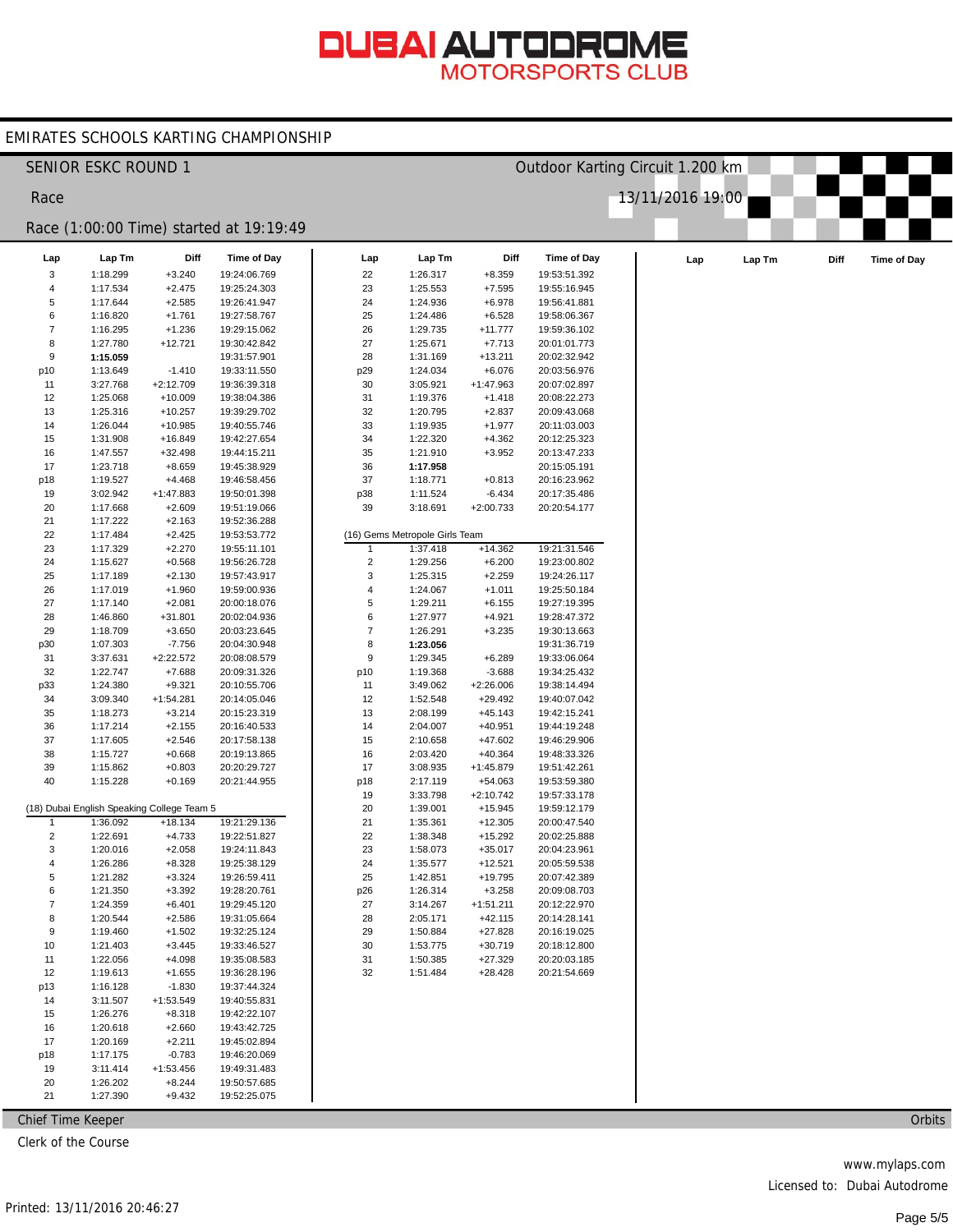# DUBAI AUTODROME MOTORSPORTS CLUB

EMIRATES SCHOOLS KARTING CHAMPIONSHIP

SENIOR ESKC ROUND 1 — Outdoor Karting Circuit 1.200 km

Race — 13/11/2016 19:00

Race (1:00:00 Time) started at 19:19:49

| Lap | Lap Tm | Diff | Time of Day |
|---|---|---|---|
| 3 | 1:18.299 | +3.240 | 19:24:06.769 |
| 4 | 1:17.534 | +2.475 | 19:25:24.303 |
| 5 | 1:17.644 | +2.585 | 19:26:41.947 |
| 6 | 1:16.820 | +1.761 | 19:27:58.767 |
| 7 | 1:16.295 | +1.236 | 19:29:15.062 |
| 8 | 1:27.780 | +12.721 | 19:30:42.842 |
| 9 | **1:15.059** | | 19:31:57.901 |
| p10 | 1:13.649 | -1.410 | 19:33:11.550 |
| 11 | 3:27.768 | +2:12.709 | 19:36:39.318 |
| 12 | 1:25.068 | +10.009 | 19:38:04.386 |
| 13 | 1:25.316 | +10.257 | 19:39:29.702 |
| 14 | 1:26.044 | +10.985 | 19:40:55.746 |
| 15 | 1:31.908 | +16.849 | 19:42:27.654 |
| 16 | 1:47.557 | +32.498 | 19:44:15.211 |
| 17 | 1:23.718 | +8.659 | 19:45:38.929 |
| p18 | 1:19.527 | +4.468 | 19:46:58.456 |
| 19 | 3:02.942 | +1:47.883 | 19:50:01.398 |
| 20 | 1:17.668 | +2.609 | 19:51:19.066 |
| 21 | 1:17.222 | +2.163 | 19:52:36.288 |
| 22 | 1:17.484 | +2.425 | 19:53:53.772 |
| 23 | 1:17.329 | +2.270 | 19:55:11.101 |
| 24 | 1:15.627 | +0.568 | 19:56:26.728 |
| 25 | 1:17.189 | +2.130 | 19:57:43.917 |
| 26 | 1:17.019 | +1.960 | 19:59:00.936 |
| 27 | 1:17.140 | +2.081 | 20:00:18.076 |
| 28 | 1:46.860 | +31.801 | 20:02:04.936 |
| 29 | 1:18.709 | +3.650 | 20:03:23.645 |
| p30 | 1:07.303 | -7.756 | 20:04:30.948 |
| 31 | 3:37.631 | +2:22.572 | 20:08:08.579 |
| 32 | 1:22.747 | +7.688 | 20:09:31.326 |
| p33 | 1:24.380 | +9.321 | 20:10:55.706 |
| 34 | 3:09.340 | +1:54.281 | 20:14:05.046 |
| 35 | 1:18.273 | +3.214 | 20:15:23.319 |
| 36 | 1:17.214 | +2.155 | 20:16:40.533 |
| 37 | 1:17.605 | +2.546 | 20:17:58.138 |
| 38 | 1:15.727 | +0.668 | 20:19:13.865 |
| 39 | 1:15.862 | +0.803 | 20:20:29.727 |
| 40 | 1:15.228 | +0.169 | 20:21:44.955 |

(18) Dubai English Speaking College Team 5

| Lap | Lap Tm | Diff | Time of Day |
|---|---|---|---|
| 1 | 1:36.092 | +18.134 | 19:21:29.136 |
| 2 | 1:22.691 | +4.733 | 19:22:51.827 |
| 3 | 1:20.016 | +2.058 | 19:24:11.843 |
| 4 | 1:26.286 | +8.328 | 19:25:38.129 |
| 5 | 1:21.282 | +3.324 | 19:26:59.411 |
| 6 | 1:21.350 | +3.392 | 19:28:20.761 |
| 7 | 1:24.359 | +6.401 | 19:29:45.120 |
| 8 | 1:20.544 | +2.586 | 19:31:05.664 |
| 9 | 1:19.460 | +1.502 | 19:32:25.124 |
| 10 | 1:21.403 | +3.445 | 19:33:46.527 |
| 11 | 1:22.056 | +4.098 | 19:35:08.583 |
| 12 | 1:19.613 | +1.655 | 19:36:28.196 |
| p13 | 1:16.128 | -1.830 | 19:37:44.324 |
| 14 | 3:11.507 | +1:53.549 | 19:40:55.831 |
| 15 | 1:26.276 | +8.318 | 19:42:22.107 |
| 16 | 1:20.618 | +2.660 | 19:43:42.725 |
| 17 | 1:20.169 | +2.211 | 19:45:02.894 |
| p18 | 1:17.175 | -0.783 | 19:46:20.069 |
| 19 | 3:11.414 | +1:53.456 | 19:49:31.483 |
| 20 | 1:26.202 | +8.244 | 19:50:57.685 |
| 21 | 1:27.390 | +9.432 | 19:52:25.075 |
| 22 | 1:26.317 | +8.359 | 19:53:51.392 |
| 23 | 1:25.553 | +7.595 | 19:55:16.945 |
| 24 | 1:24.936 | +6.978 | 19:56:41.881 |
| 25 | 1:24.486 | +6.528 | 19:58:06.367 |
| 26 | 1:29.735 | +11.777 | 19:59:36.102 |
| 27 | 1:25.671 | +7.713 | 20:01:01.773 |
| 28 | 1:31.169 | +13.211 | 20:02:32.942 |
| p29 | 1:24.034 | +6.076 | 20:03:56.976 |
| 30 | 3:05.921 | +1:47.963 | 20:07:02.897 |
| 31 | 1:19.376 | +1.418 | 20:08:22.273 |
| 32 | 1:20.795 | +2.837 | 20:09:43.068 |
| 33 | 1:19.935 | +1.977 | 20:11:03.003 |
| 34 | 1:22.320 | +4.362 | 20:12:25.323 |
| 35 | 1:21.910 | +3.952 | 20:13:47.233 |
| 36 | **1:17.958** | | 20:15:05.191 |
| 37 | 1:18.771 | +0.813 | 20:16:23.962 |
| p38 | 1:11.524 | -6.434 | 20:17:35.486 |
| 39 | 3:18.691 | +2:00.733 | 20:20:54.177 |

(16) Gems Metropole Girls Team

| Lap | Lap Tm | Diff | Time of Day |
|---|---|---|---|
| 1 | 1:37.418 | +14.362 | 19:21:31.546 |
| 2 | 1:29.256 | +6.200 | 19:23:00.802 |
| 3 | 1:25.315 | +2.259 | 19:24:26.117 |
| 4 | 1:24.067 | +1.011 | 19:25:50.184 |
| 5 | 1:29.211 | +6.155 | 19:27:19.395 |
| 6 | 1:27.977 | +4.921 | 19:28:47.372 |
| 7 | 1:26.291 | +3.235 | 19:30:13.663 |
| 8 | **1:23.056** | | 19:31:36.719 |
| 9 | 1:29.345 | +6.289 | 19:33:06.064 |
| p10 | 1:19.368 | -3.688 | 19:34:25.432 |
| 11 | 3:49.062 | +2:26.006 | 19:38:14.494 |
| 12 | 1:52.548 | +29.492 | 19:40:07.042 |
| 13 | 2:08.199 | +45.143 | 19:42:15.241 |
| 14 | 2:04.007 | +40.951 | 19:44:19.248 |
| 15 | 2:10.658 | +47.602 | 19:46:29.906 |
| 16 | 2:03.420 | +40.364 | 19:48:33.326 |
| 17 | 3:08.935 | +1:45.879 | 19:51:42.261 |
| p18 | 2:17.119 | +54.063 | 19:53:59.380 |
| 19 | 3:33.798 | +2:10.742 | 19:57:33.178 |
| 20 | 1:39.001 | +15.945 | 19:59:12.179 |
| 21 | 1:35.361 | +12.305 | 20:00:47.540 |
| 22 | 1:38.348 | +15.292 | 20:02:25.888 |
| 23 | 1:58.073 | +35.017 | 20:04:23.961 |
| 24 | 1:35.577 | +12.521 | 20:05:59.538 |
| 25 | 1:42.851 | +19.795 | 20:07:42.389 |
| p26 | 1:26.314 | +3.258 | 20:09:08.703 |
| 27 | 3:14.267 | +1:51.211 | 20:12:22.970 |
| 28 | 2:05.171 | +42.115 | 20:14:28.141 |
| 29 | 1:50.884 | +27.828 | 20:16:19.025 |
| 30 | 1:53.775 | +30.719 | 20:18:12.800 |
| 31 | 1:50.385 | +27.329 | 20:20:03.185 |
| 32 | 1:51.484 | +28.428 | 20:21:54.669 |

Chief Time Keeper — Orbits

Clerk of the Course

www.mylaps.com

Licensed to: Dubai Autodrome

Printed: 13/11/2016 20:46:27